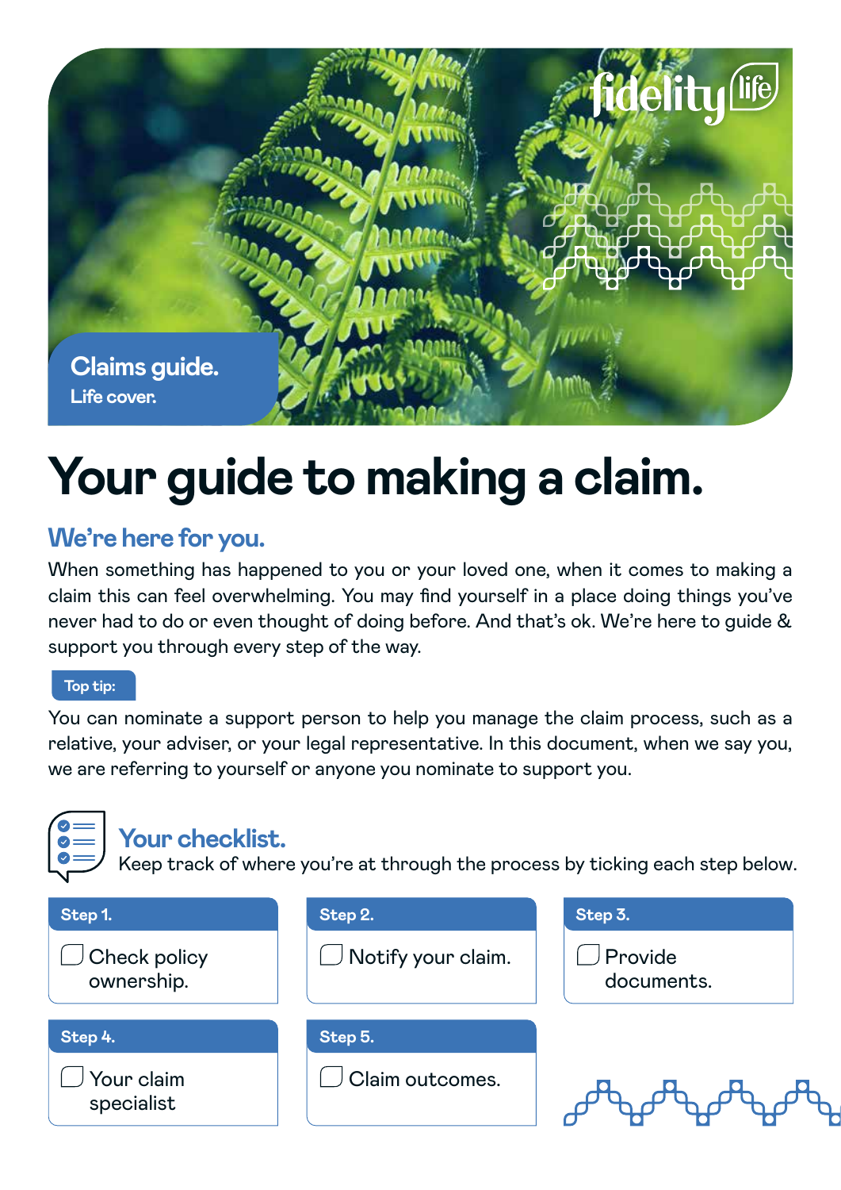Claims guide.
Life cover.

# Your guide to making a claim.

## We're here for you.

When something has happened to you or your loved one, when it comes to making a claim this can feel overwhelming. You may find yourself in a place doing things you've never had to do or even thought of doing before. And that's ok. We're here to guide & support you through every step of the way.

**Top tip:**

You can nominate a support person to help you manage the claim process, such as a relative, your adviser, or your legal representative. In this document, when we say you, we are referring to yourself or anyone you nominate to support you.

## Your checklist.

Keep track of where you're at through the process by ticking each step below.

**Step 1.**
- [ ] Check policy ownership.

**Step 2.**
- [ ] Notify your claim.

**Step 3.**
- [ ] Provide documents.

**Step 4.**
- [ ] Your claim specialist

**Step 5.**
- [ ] Claim outcomes.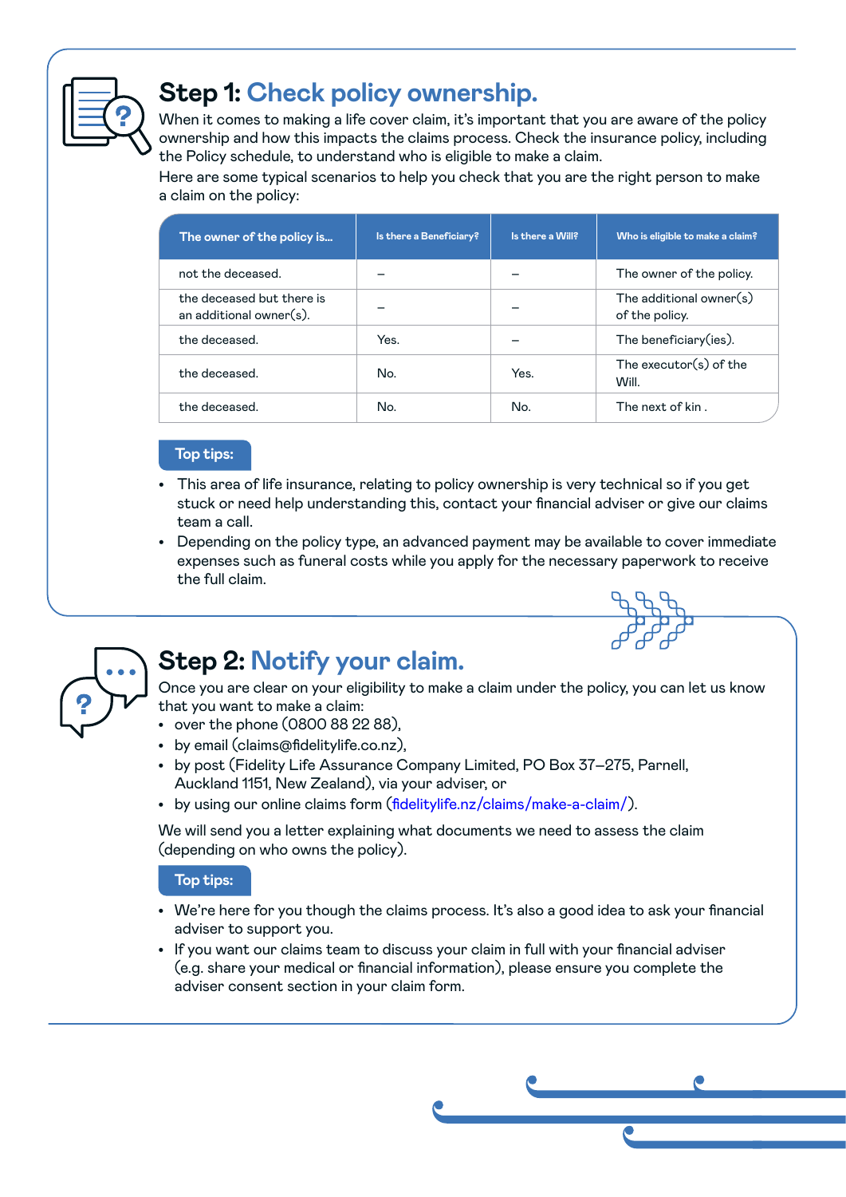## Step 1: Check policy ownership.

When it comes to making a life cover claim, it's important that you are aware of the policy ownership and how this impacts the claims process. Check the insurance policy, including the Policy schedule, to understand who is eligible to make a claim.

Here are some typical scenarios to help you check that you are the right person to make a claim on the policy:

| The owner of the policy is... | Is there a Beneficiary? | Is there a Will? | Who is eligible to make a claim? |
|---|---|---|---|
| not the deceased. | – | – | The owner of the policy. |
| the deceased but there is an additional owner(s). | – | – | The additional owner(s) of the policy. |
| the deceased. | Yes. | – | The beneficiary(ies). |
| the deceased. | No. | Yes. | The executor(s) of the Will. |
| the deceased. | No. | No. | The next of kin . |

**Top tips:**

- This area of life insurance, relating to policy ownership is very technical so if you get stuck or need help understanding this, contact your financial adviser or give our claims team a call.
- Depending on the policy type, an advanced payment may be available to cover immediate expenses such as funeral costs while you apply for the necessary paperwork to receive the full claim.

## Step 2: Notify your claim.

Once you are clear on your eligibility to make a claim under the policy, you can let us know that you want to make a claim:

- over the phone (0800 88 22 88),
- by email (claims@fidelitylife.co.nz),
- by post (Fidelity Life Assurance Company Limited, PO Box 37–275, Parnell, Auckland 1151, New Zealand), via your adviser, or
- by using our online claims form (fidelitylife.nz/claims/make-a-claim/).

We will send you a letter explaining what documents we need to assess the claim (depending on who owns the policy).

**Top tips:**

- We're here for you though the claims process. It's also a good idea to ask your financial adviser to support you.
- If you want our claims team to discuss your claim in full with your financial adviser (e.g. share your medical or financial information), please ensure you complete the adviser consent section in your claim form.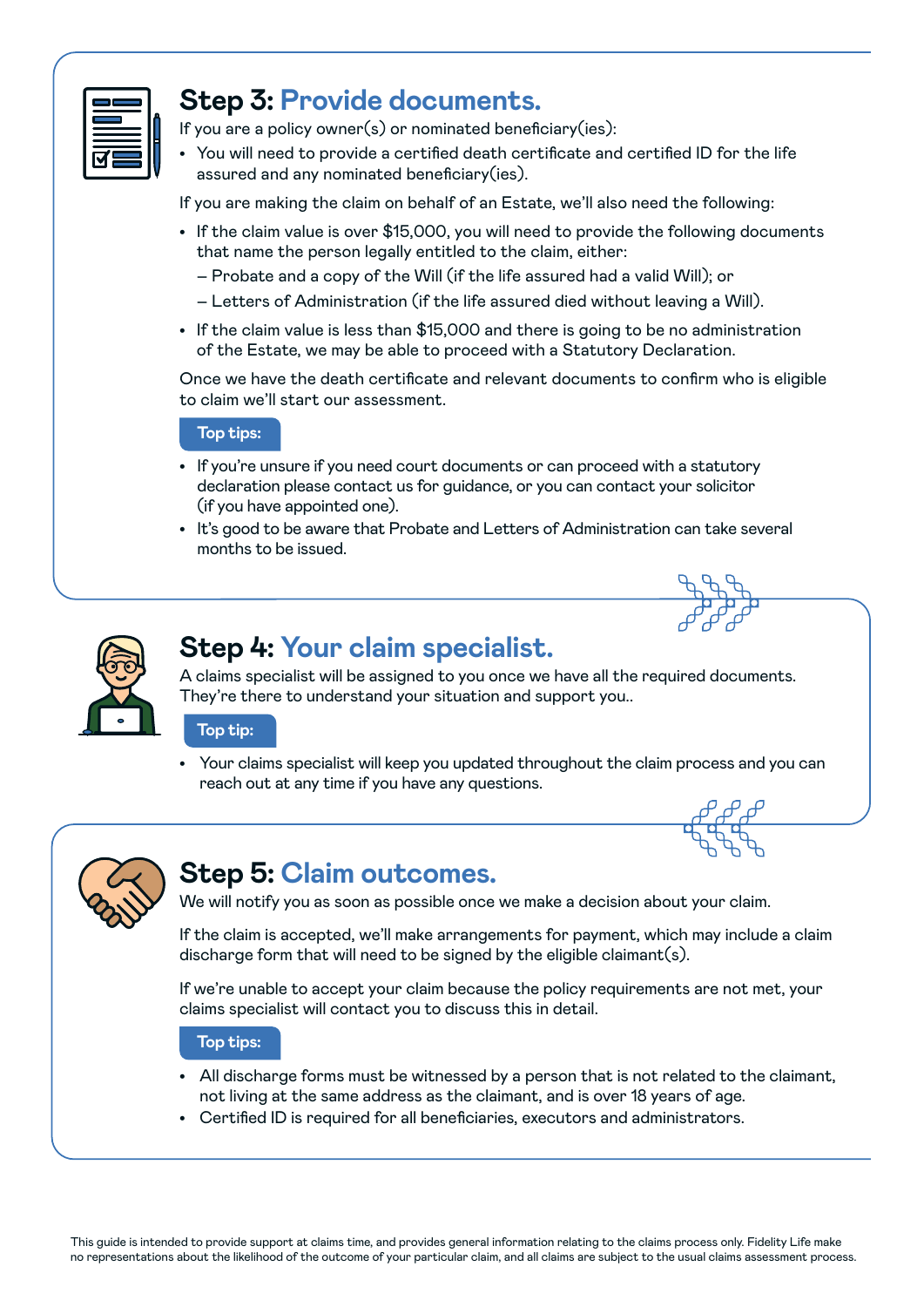## Step 3: Provide documents.

If you are a policy owner(s) or nominated beneficiary(ies):

- You will need to provide a certified death certificate and certified ID for the life assured and any nominated beneficiary(ies).

If you are making the claim on behalf of an Estate, we'll also need the following:

- If the claim value is over $15,000, you will need to provide the following documents that name the person legally entitled to the claim, either:
  - Probate and a copy of the Will (if the life assured had a valid Will); or
  - Letters of Administration (if the life assured died without leaving a Will).
- If the claim value is less than $15,000 and there is going to be no administration of the Estate, we may be able to proceed with a Statutory Declaration.

Once we have the death certificate and relevant documents to confirm who is eligible to claim we'll start our assessment.

**Top tips:**

- If you're unsure if you need court documents or can proceed with a statutory declaration please contact us for guidance, or you can contact your solicitor (if you have appointed one).
- It's good to be aware that Probate and Letters of Administration can take several months to be issued.

## Step 4: Your claim specialist.

A claims specialist will be assigned to you once we have all the required documents. They're there to understand your situation and support you..

**Top tip:**

- Your claims specialist will keep you updated throughout the claim process and you can reach out at any time if you have any questions.

## Step 5: Claim outcomes.

We will notify you as soon as possible once we make a decision about your claim.

If the claim is accepted, we'll make arrangements for payment, which may include a claim discharge form that will need to be signed by the eligible claimant(s).

If we're unable to accept your claim because the policy requirements are not met, your claims specialist will contact you to discuss this in detail.

**Top tips:**

- All discharge forms must be witnessed by a person that is not related to the claimant, not living at the same address as the claimant, and is over 18 years of age.
- Certified ID is required for all beneficiaries, executors and administrators.

This guide is intended to provide support at claims time, and provides general information relating to the claims process only. Fidelity Life make no representations about the likelihood of the outcome of your particular claim, and all claims are subject to the usual claims assessment process.